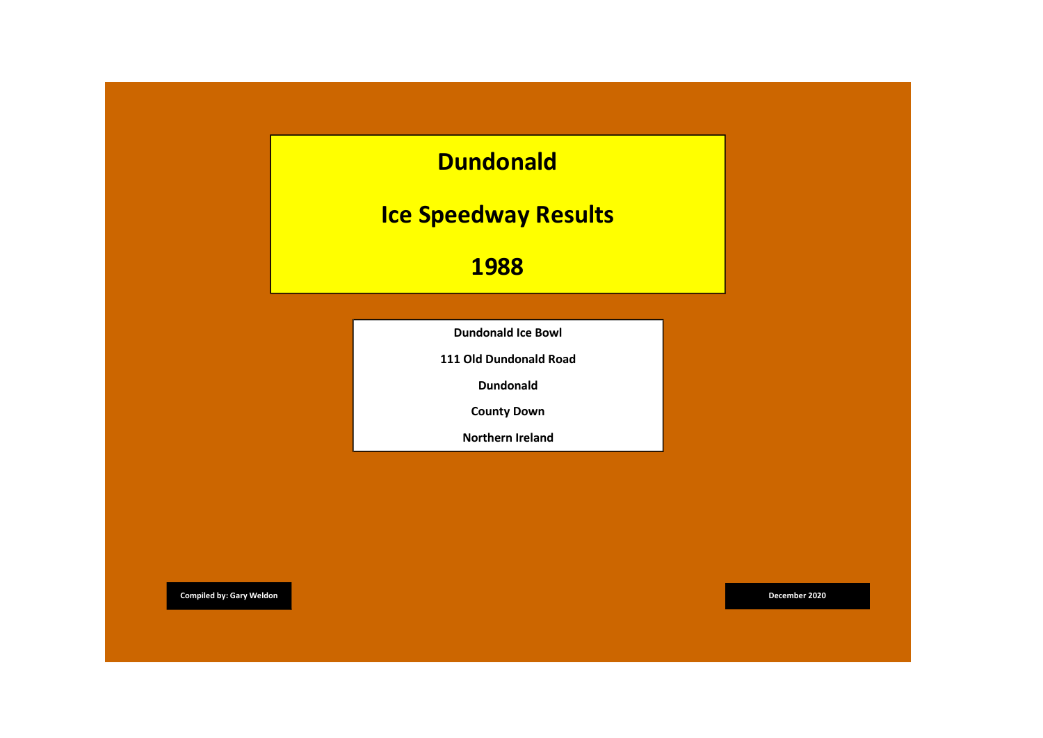# Dundonald

# Ice Speedway Results

# 1988

**Dundonald Ice Bowl**

**111 Old Dundonald Road**

**Dundonald**

**County Down**

**Northern Ireland**

**Compiled by: Gary Weldon**

**December 2020**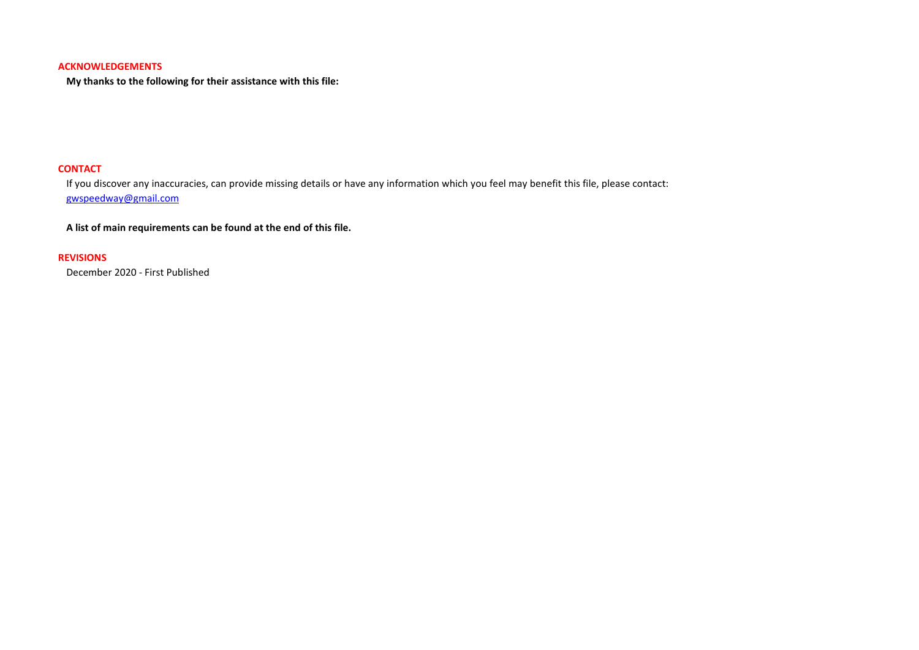## ACKNOWLEDGEMENTS

**My thanks to the following for their assistance with this file:**

## CONTACT

If you discover any inaccuracies, can provide missing details or have any information which you feel may benefit this file, please contact:
gwspeedway@gmail.com

**A list of main requirements can be found at the end of this file.**

## REVISIONS

December 2020 - First Published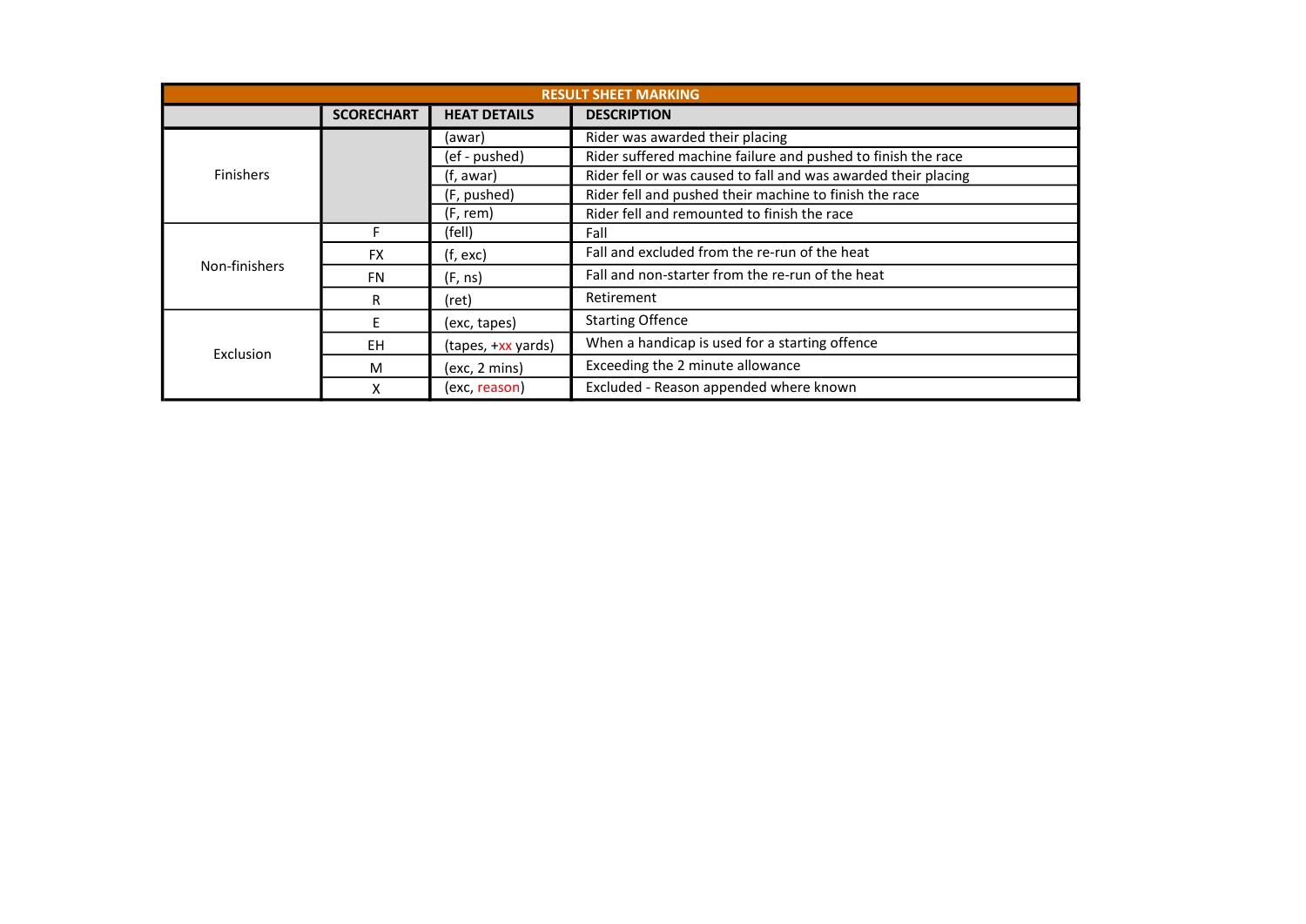| RESULT SHEET MARKING | | | |
|---|---|---|---|
| | **SCORECHART** | **HEAT DETAILS** | **DESCRIPTION** |
| Finishers | | (awar) | Rider was awarded their placing |
| | | (ef - pushed) | Rider suffered machine failure and pushed to finish the race |
| | | (f, awar) | Rider fell or was caused to fall and was awarded their placing |
| | | (F, pushed) | Rider fell and pushed their machine to finish the race |
| | | (F, rem) | Rider fell and remounted to finish the race |
| Non-finishers | F | (fell) | Fall |
| | FX | (f, exc) | Fall and excluded from the re-run of the heat |
| | FN | (F, ns) | Fall and non-starter from the re-run of the heat |
| | R | (ret) | Retirement |
| Exclusion | E | (exc, tapes) | Starting Offence |
| | EH | (tapes, +xx yards) | When a handicap is used for a starting offence |
| | M | (exc, 2 mins) | Exceeding the 2 minute allowance |
| | X | (exc, reason) | Excluded - Reason appended where known |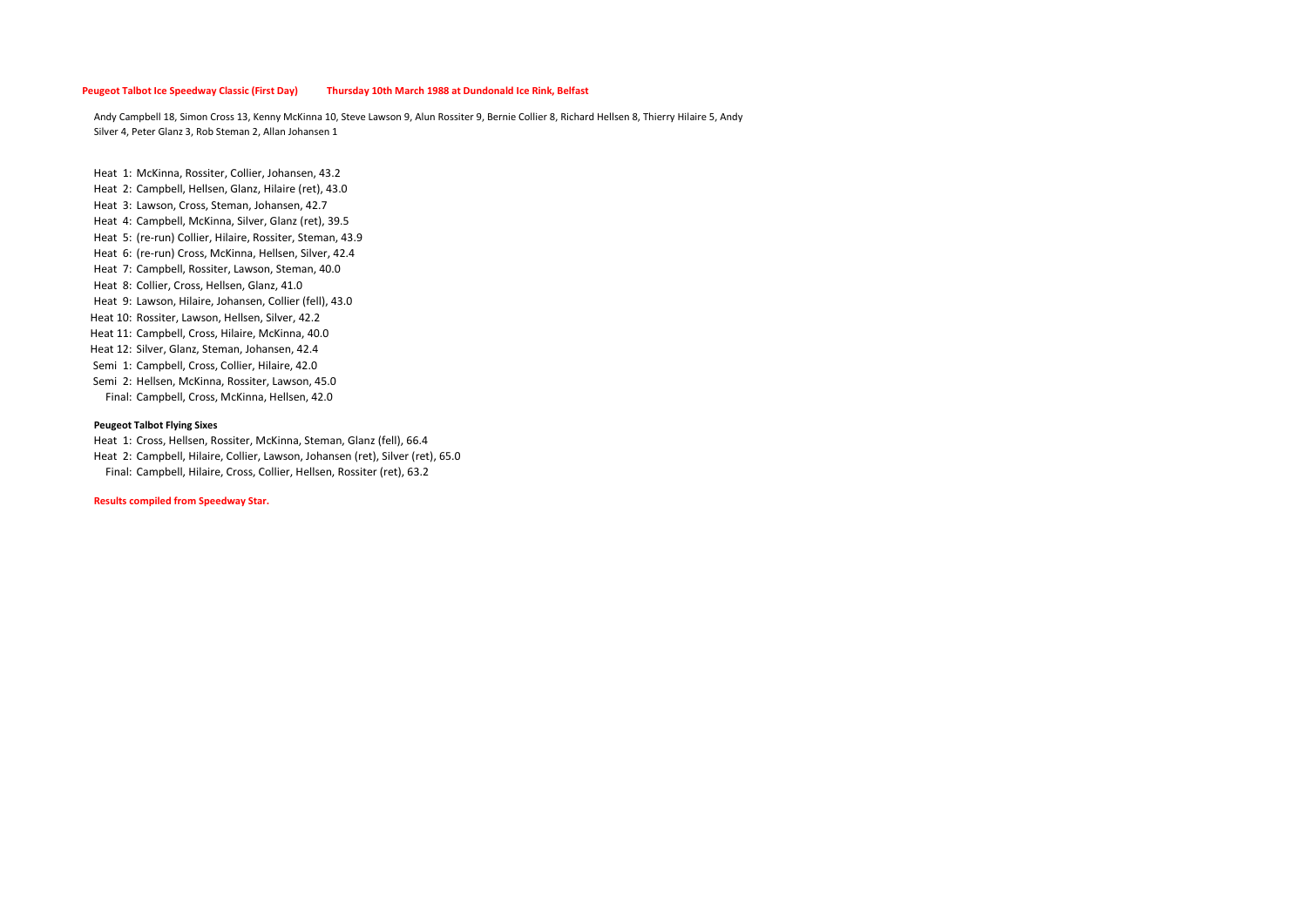**Peugeot Talbot Ice Speedway Classic (First Day)** **Thursday 10th March 1988 at Dundonald Ice Rink, Belfast**

Andy Campbell 18, Simon Cross 13, Kenny McKinna 10, Steve Lawson 9, Alun Rossiter 9, Bernie Collier 8, Richard Hellsen 8, Thierry Hilaire 5, Andy Silver 4, Peter Glanz 3, Rob Steman 2, Allan Johansen 1

Heat 1: McKinna, Rossiter, Collier, Johansen, 43.2
Heat 2: Campbell, Hellsen, Glanz, Hilaire (ret), 43.0
Heat 3: Lawson, Cross, Steman, Johansen, 42.7
Heat 4: Campbell, McKinna, Silver, Glanz (ret), 39.5
Heat 5: (re-run) Collier, Hilaire, Rossiter, Steman, 43.9
Heat 6: (re-run) Cross, McKinna, Hellsen, Silver, 42.4
Heat 7: Campbell, Rossiter, Lawson, Steman, 40.0
Heat 8: Collier, Cross, Hellsen, Glanz, 41.0
Heat 9: Lawson, Hilaire, Johansen, Collier (fell), 43.0
Heat 10: Rossiter, Lawson, Hellsen, Silver, 42.2
Heat 11: Campbell, Cross, Hilaire, McKinna, 40.0
Heat 12: Silver, Glanz, Steman, Johansen, 42.4
Semi 1: Campbell, Cross, Collier, Hilaire, 42.0
Semi 2: Hellsen, McKinna, Rossiter, Lawson, 45.0
Final: Campbell, Cross, McKinna, Hellsen, 42.0

**Peugeot Talbot Flying Sixes**

Heat 1: Cross, Hellsen, Rossiter, McKinna, Steman, Glanz (fell), 66.4
Heat 2: Campbell, Hilaire, Collier, Lawson, Johansen (ret), Silver (ret), 65.0
Final: Campbell, Hilaire, Cross, Collier, Hellsen, Rossiter (ret), 63.2

**Results compiled from Speedway Star.**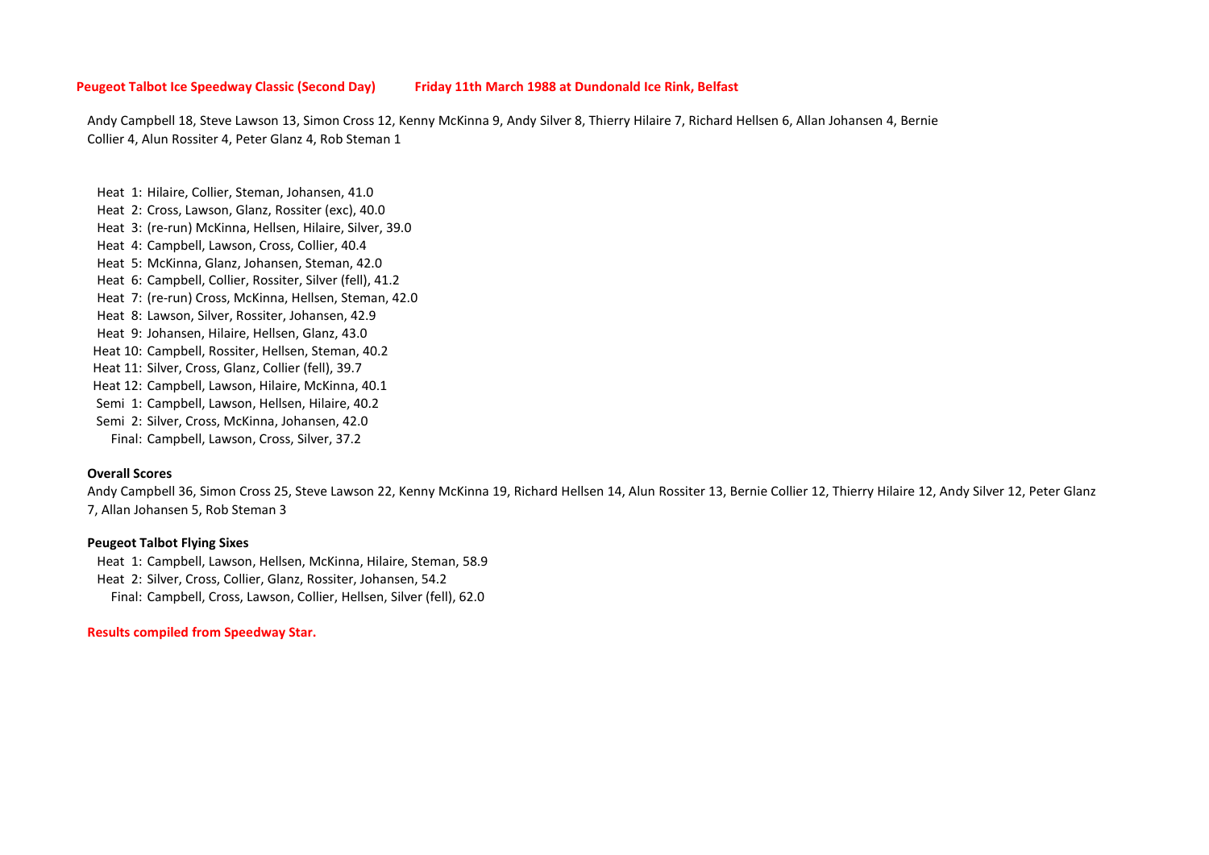**Peugeot Talbot Ice Speedway Classic (Second Day)** **Friday 11th March 1988 at Dundonald Ice Rink, Belfast**

Andy Campbell 18, Steve Lawson 13, Simon Cross 12, Kenny McKinna 9, Andy Silver 8, Thierry Hilaire 7, Richard Hellsen 6, Allan Johansen 4, Bernie Collier 4, Alun Rossiter 4, Peter Glanz 4, Rob Steman 1

Heat 1: Hilaire, Collier, Steman, Johansen, 41.0
Heat 2: Cross, Lawson, Glanz, Rossiter (exc), 40.0
Heat 3: (re-run) McKinna, Hellsen, Hilaire, Silver, 39.0
Heat 4: Campbell, Lawson, Cross, Collier, 40.4
Heat 5: McKinna, Glanz, Johansen, Steman, 42.0
Heat 6: Campbell, Collier, Rossiter, Silver (fell), 41.2
Heat 7: (re-run) Cross, McKinna, Hellsen, Steman, 42.0
Heat 8: Lawson, Silver, Rossiter, Johansen, 42.9
Heat 9: Johansen, Hilaire, Hellsen, Glanz, 43.0
Heat 10: Campbell, Rossiter, Hellsen, Steman, 40.2
Heat 11: Silver, Cross, Glanz, Collier (fell), 39.7
Heat 12: Campbell, Lawson, Hilaire, McKinna, 40.1
Semi 1: Campbell, Lawson, Hellsen, Hilaire, 40.2
Semi 2: Silver, Cross, McKinna, Johansen, 42.0
Final: Campbell, Lawson, Cross, Silver, 37.2

**Overall Scores**

Andy Campbell 36, Simon Cross 25, Steve Lawson 22, Kenny McKinna 19, Richard Hellsen 14, Alun Rossiter 13, Bernie Collier 12, Thierry Hilaire 12, Andy Silver 12, Peter Glanz 7, Allan Johansen 5, Rob Steman 3

**Peugeot Talbot Flying Sixes**

Heat 1: Campbell, Lawson, Hellsen, McKinna, Hilaire, Steman, 58.9
Heat 2: Silver, Cross, Collier, Glanz, Rossiter, Johansen, 54.2
Final: Campbell, Cross, Lawson, Collier, Hellsen, Silver (fell), 62.0

**Results compiled from Speedway Star.**